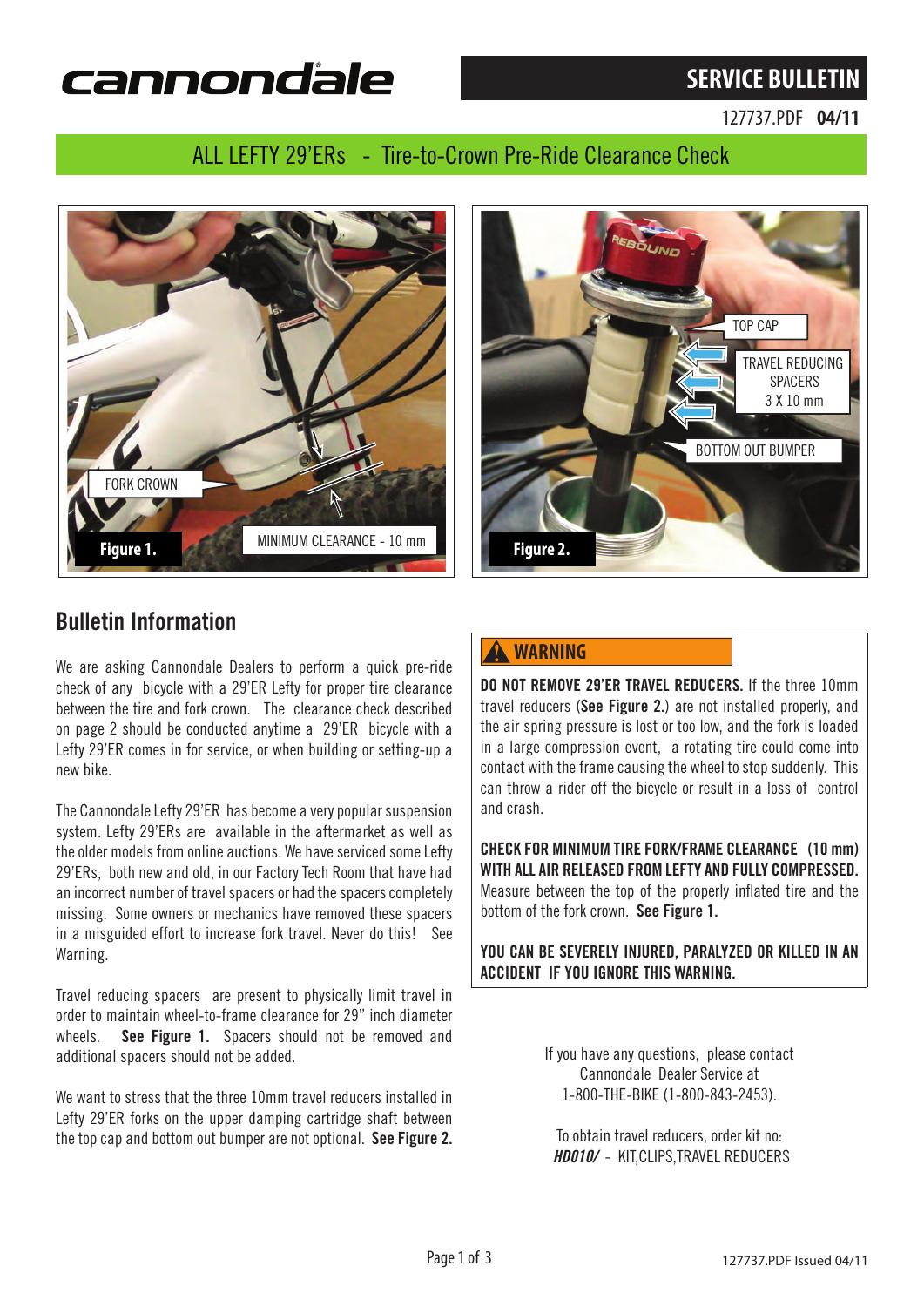# cannondale

## SERVICE BULLETIN

127737.PDF **04/11**

## ALL LEFTY 29'ERs - Tire-to-Crown Pre-Ride Clearance Check

FORK CROWN

MINIMUM CLEARANCE - 10 mm

**Figure 1.**

TOP CAP

TRAVEL REDUCING SPACERS 3 X 10 mm

BOTTOM OUT BUMPER

**Figure 2.**

## Bulletin Information

We are asking Cannondale Dealers to perform a quick pre-ride check of any bicycle with a 29'ER Lefty for proper tire clearance between the tire and fork crown. The clearance check described on page 2 should be conducted anytime a 29'ER bicycle with a Lefty 29'ER comes in for service, or when building or setting-up a new bike.

The Cannondale Lefty 29'ER has become a very popular suspension system. Lefty 29'ERs are available in the aftermarket as well as the older models from online auctions. We have serviced some Lefty 29'ERs, both new and old, in our Factory Tech Room that have had an incorrect number of travel spacers or had the spacers completely missing. Some owners or mechanics have removed these spacers in a misguided effort to increase fork travel. Never do this! See Warning.

Travel reducing spacers are present to physically limit travel in order to maintain wheel-to-frame clearance for 29" inch diameter wheels. **See Figure 1.** Spacers should not be removed and additional spacers should not be added.

We want to stress that the three 10mm travel reducers installed in Lefty 29'ER forks on the upper damping cartridge shaft between the top cap and bottom out bumper are not optional. **See Figure 2.**

### ⚠ WARNING

**DO NOT REMOVE 29'ER TRAVEL REDUCERS.** If the three 10mm travel reducers (**See Figure 2.**) are not installed properly, and the air spring pressure is lost or too low, and the fork is loaded in a large compression event, a rotating tire could come into contact with the frame causing the wheel to stop suddenly. This can throw a rider off the bicycle or result in a loss of control and crash.

**CHECK FOR MINIMUM TIRE FORK/FRAME CLEARANCE (10 mm) WITH ALL AIR RELEASED FROM LEFTY AND FULLY COMPRESSED.** Measure between the top of the properly inflated tire and the bottom of the fork crown. **See Figure 1.**

**YOU CAN BE SEVERELY INJURED, PARALYZED OR KILLED IN AN ACCIDENT IF YOU IGNORE THIS WARNING.**

If you have any questions, please contact Cannondale Dealer Service at 1-800-THE-BIKE (1-800-843-2453).

To obtain travel reducers, order kit no: ***HD010/*** - KIT,CLIPS,TRAVEL REDUCERS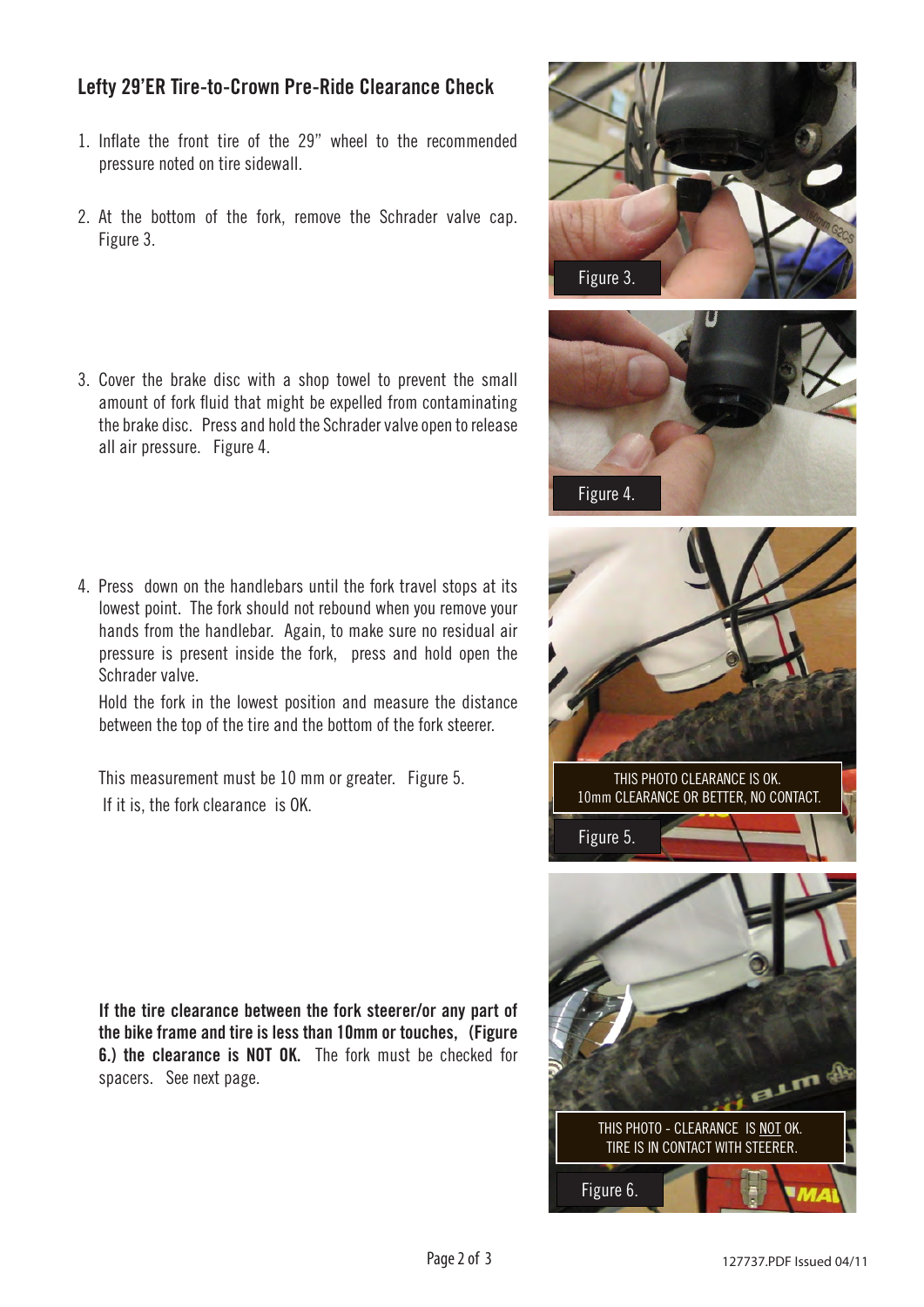## Lefty 29'ER Tire-to-Crown Pre-Ride Clearance Check

1. Inflate the front tire of the 29" wheel to the recommended pressure noted on tire sidewall.

2. At the bottom of the fork, remove the Schrader valve cap. Figure 3.

Figure 3.

3. Cover the brake disc with a shop towel to prevent the small amount of fork fluid that might be expelled from contaminating the brake disc. Press and hold the Schrader valve open to release all air pressure. Figure 4.

Figure 4.

4. Press down on the handlebars until the fork travel stops at its lowest point. The fork should not rebound when you remove your hands from the handlebar. Again, to make sure no residual air pressure is present inside the fork, press and hold open the Schrader valve.

   Hold the fork in the lowest position and measure the distance between the top of the tire and the bottom of the fork steerer.

   This measurement must be 10 mm or greater. Figure 5.
   If it is, the fork clearance is OK.

THIS PHOTO CLEARANCE IS OK.
10mm CLEARANCE OR BETTER, NO CONTACT.

Figure 5.

**If the tire clearance between the fork steerer/or any part of the bike frame and tire is less than 10mm or touches, (Figure 6.) the clearance is NOT OK.** The fork must be checked for spacers. See next page.

THIS PHOTO - CLEARANCE IS NOT OK.
TIRE IS IN CONTACT WITH STEERER.

Figure 6.

127737.PDF Issued 04/11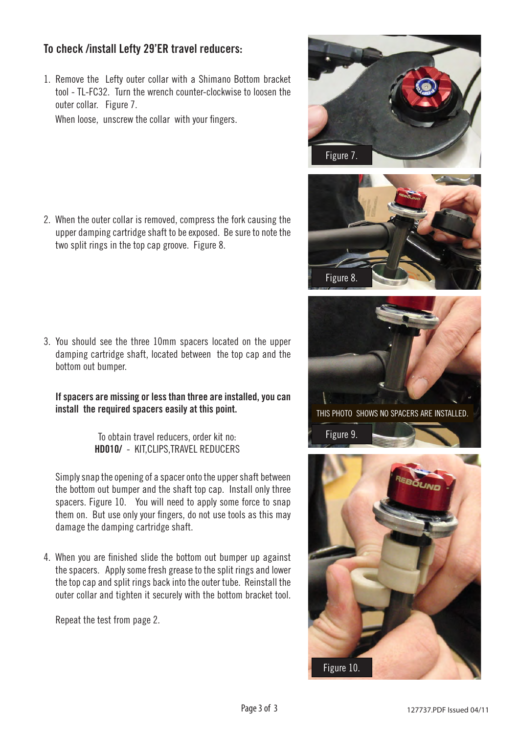## To check /install Lefty 29'ER travel reducers:

1. Remove the Lefty outer collar with a Shimano Bottom bracket tool - TL-FC32. Turn the wrench counter-clockwise to loosen the outer collar. Figure 7.

   When loose, unscrew the collar with your fingers.

2. When the outer collar is removed, compress the fork causing the upper damping cartridge shaft to be exposed. Be sure to note the two split rings in the top cap groove. Figure 8.

3. You should see the three 10mm spacers located on the upper damping cartridge shaft, located between the top cap and the bottom out bumper.

   **If spacers are missing or less than three are installed, you can install the required spacers easily at this point.**

   To obtain travel reducers, order kit no:
   **HD010/** - KIT,CLIPS,TRAVEL REDUCERS

   Simply snap the opening of a spacer onto the upper shaft between the bottom out bumper and the shaft top cap. Install only three spacers. Figure 10. You will need to apply some force to snap them on. But use only your fingers, do not use tools as this may damage the damping cartridge shaft.

4. When you are finished slide the bottom out bumper up against the spacers. Apply some fresh grease to the split rings and lower the top cap and split rings back into the outer tube. Reinstall the outer collar and tighten it securely with the bottom bracket tool.

   Repeat the test from page 2.

Figure 7.

Figure 8.

THIS PHOTO SHOWS NO SPACERS ARE INSTALLED.

Figure 9.

Figure 10.

127737.PDF Issued 04/11